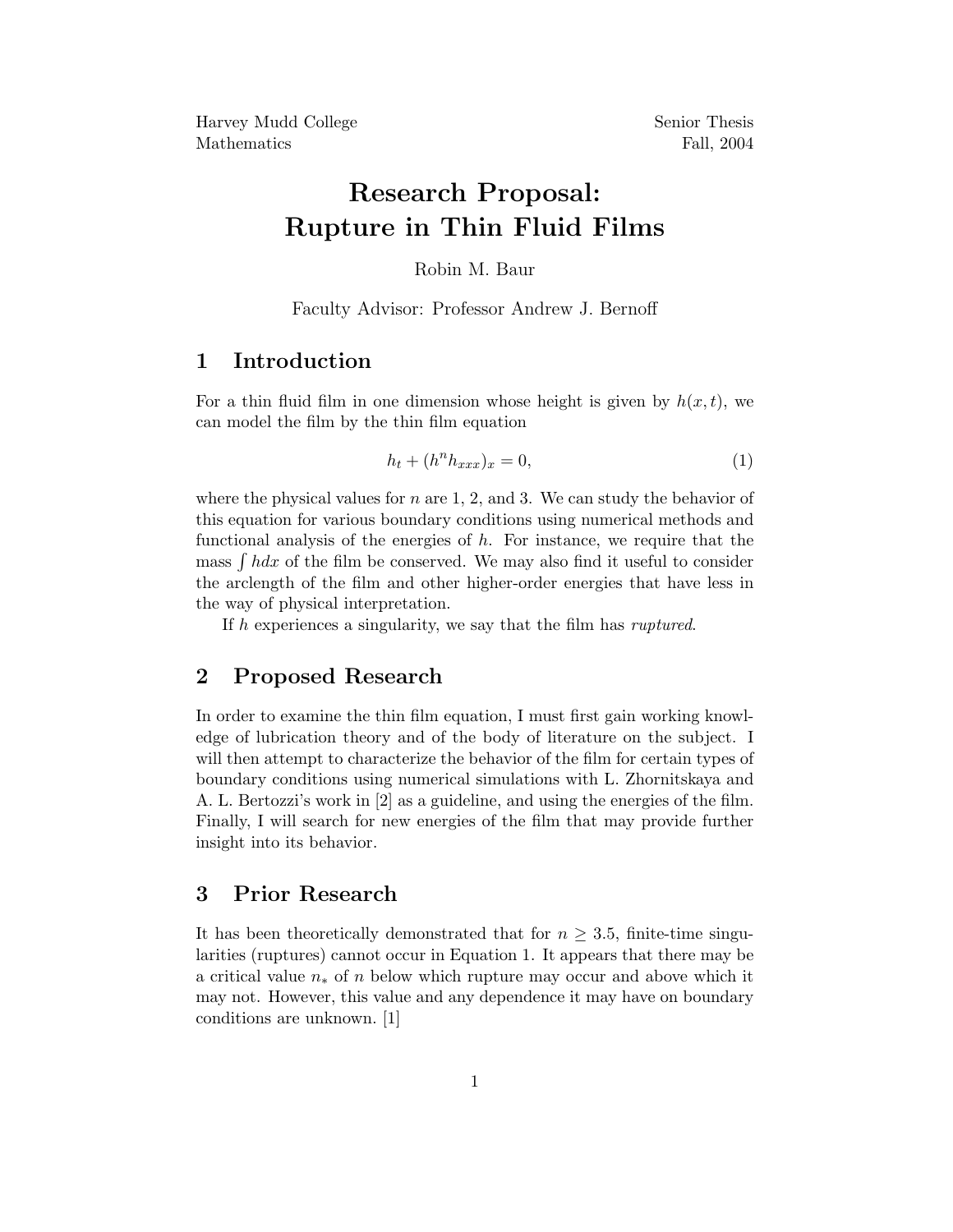Harvey Mudd College
Mathematics

Senior Thesis
Fall, 2004

# Research Proposal: Rupture in Thin Fluid Films

Robin M. Baur

Faculty Advisor: Professor Andrew J. Bernoff

## 1 Introduction

For a thin fluid film in one dimension whose height is given by $h(x,t)$, we can model the film by the thin film equation

$$h_t + (h^n h_{xxx})_x = 0, \tag{1}$$

where the physical values for $n$ are 1, 2, and 3. We can study the behavior of this equation for various boundary conditions using numerical methods and functional analysis of the energies of $h$. For instance, we require that the mass $\int h dx$ of the film be conserved. We may also find it useful to consider the arclength of the film and other higher-order energies that have less in the way of physical interpretation.

If $h$ experiences a singularity, we say that the film has *ruptured*.

## 2 Proposed Research

In order to examine the thin film equation, I must first gain working knowledge of lubrication theory and of the body of literature on the subject. I will then attempt to characterize the behavior of the film for certain types of boundary conditions using numerical simulations with L. Zhornitskaya and A. L. Bertozzi's work in [2] as a guideline, and using the energies of the film. Finally, I will search for new energies of the film that may provide further insight into its behavior.

## 3 Prior Research

It has been theoretically demonstrated that for $n \geq 3.5$, finite-time singularities (ruptures) cannot occur in Equation 1. It appears that there may be a critical value $n_*$ of $n$ below which rupture may occur and above which it may not. However, this value and any dependence it may have on boundary conditions are unknown. [1]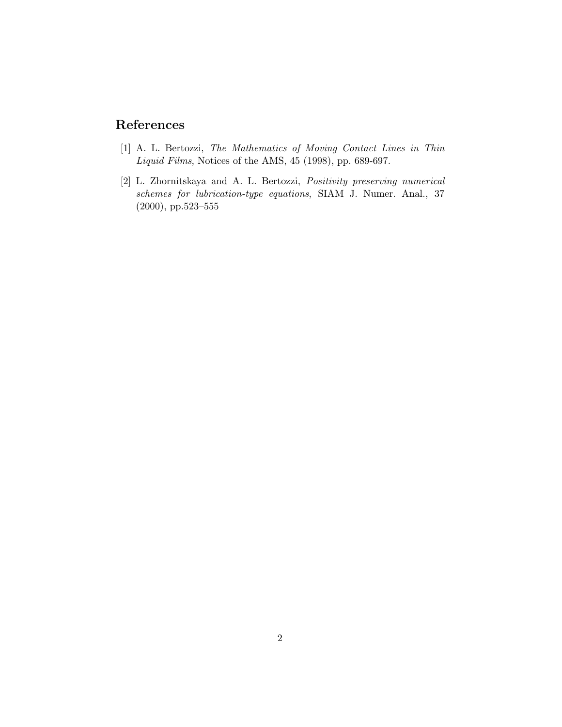## References

[1] A. L. Bertozzi, *The Mathematics of Moving Contact Lines in Thin Liquid Films*, Notices of the AMS, 45 (1998), pp. 689-697.

[2] L. Zhornitskaya and A. L. Bertozzi, *Positivity preserving numerical schemes for lubrication-type equations*, SIAM J. Numer. Anal., 37 (2000), pp.523–555